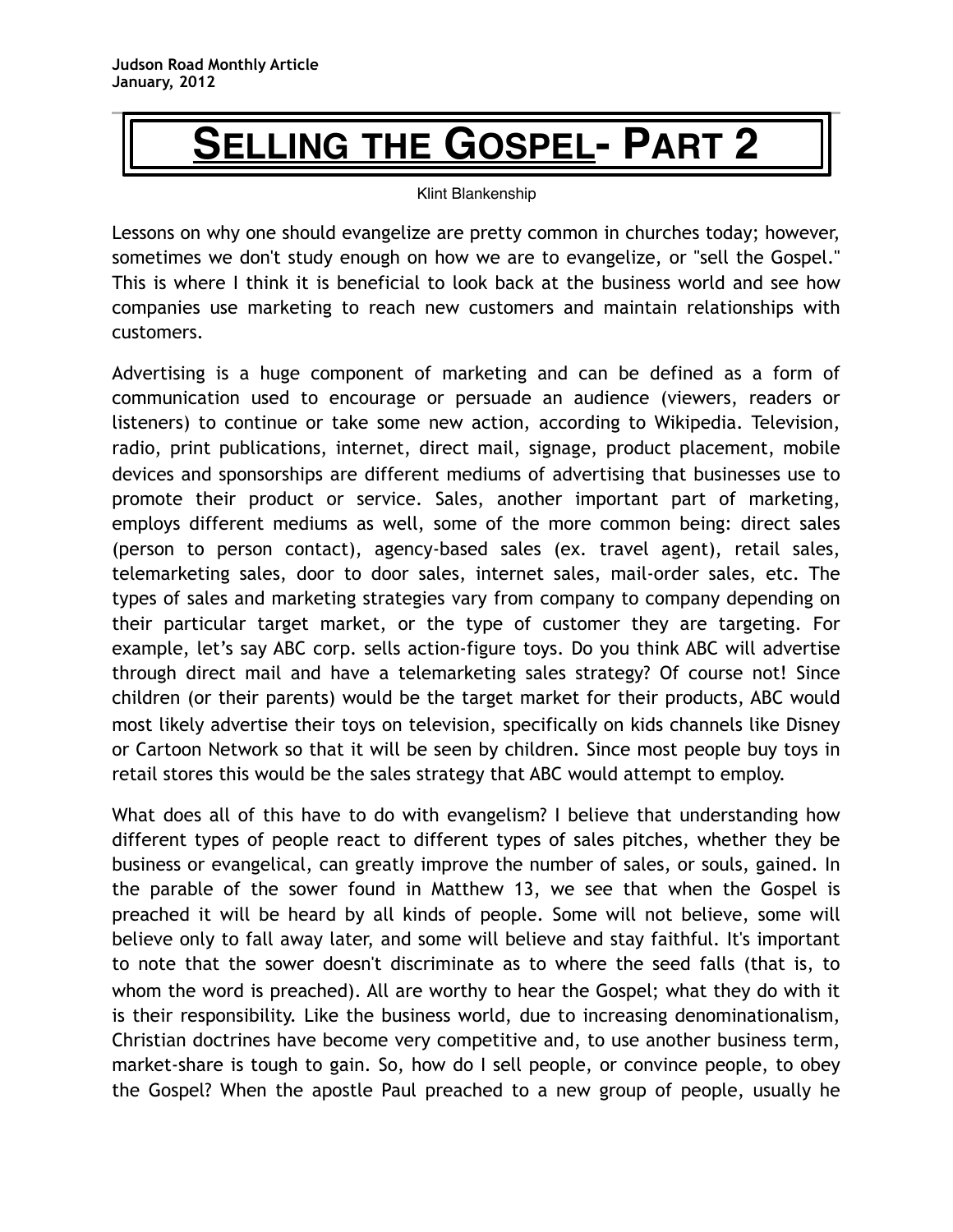**Judson Road Monthly Article**
**January, 2012**

# Selling the Gospel- Part 2

Klint Blankenship

Lessons on why one should evangelize are pretty common in churches today; however, sometimes we don't study enough on how we are to evangelize, or "sell the Gospel." This is where I think it is beneficial to look back at the business world and see how companies use marketing to reach new customers and maintain relationships with customers.

Advertising is a huge component of marketing and can be defined as a form of communication used to encourage or persuade an audience (viewers, readers or listeners) to continue or take some new action, according to Wikipedia. Television, radio, print publications, internet, direct mail, signage, product placement, mobile devices and sponsorships are different mediums of advertising that businesses use to promote their product or service. Sales, another important part of marketing, employs different mediums as well, some of the more common being: direct sales (person to person contact), agency-based sales (ex. travel agent), retail sales, telemarketing sales, door to door sales, internet sales, mail-order sales, etc. The types of sales and marketing strategies vary from company to company depending on their particular target market, or the type of customer they are targeting. For example, let's say ABC corp. sells action-figure toys. Do you think ABC will advertise through direct mail and have a telemarketing sales strategy? Of course not! Since children (or their parents) would be the target market for their products, ABC would most likely advertise their toys on television, specifically on kids channels like Disney or Cartoon Network so that it will be seen by children. Since most people buy toys in retail stores this would be the sales strategy that ABC would attempt to employ.

What does all of this have to do with evangelism? I believe that understanding how different types of people react to different types of sales pitches, whether they be business or evangelical, can greatly improve the number of sales, or souls, gained. In the parable of the sower found in Matthew 13, we see that when the Gospel is preached it will be heard by all kinds of people. Some will not believe, some will believe only to fall away later, and some will believe and stay faithful. It's important to note that the sower doesn't discriminate as to where the seed falls (that is, to whom the word is preached). All are worthy to hear the Gospel; what they do with it is their responsibility. Like the business world, due to increasing denominationalism, Christian doctrines have become very competitive and, to use another business term, market-share is tough to gain. So, how do I sell people, or convince people, to obey the Gospel? When the apostle Paul preached to a new group of people, usually he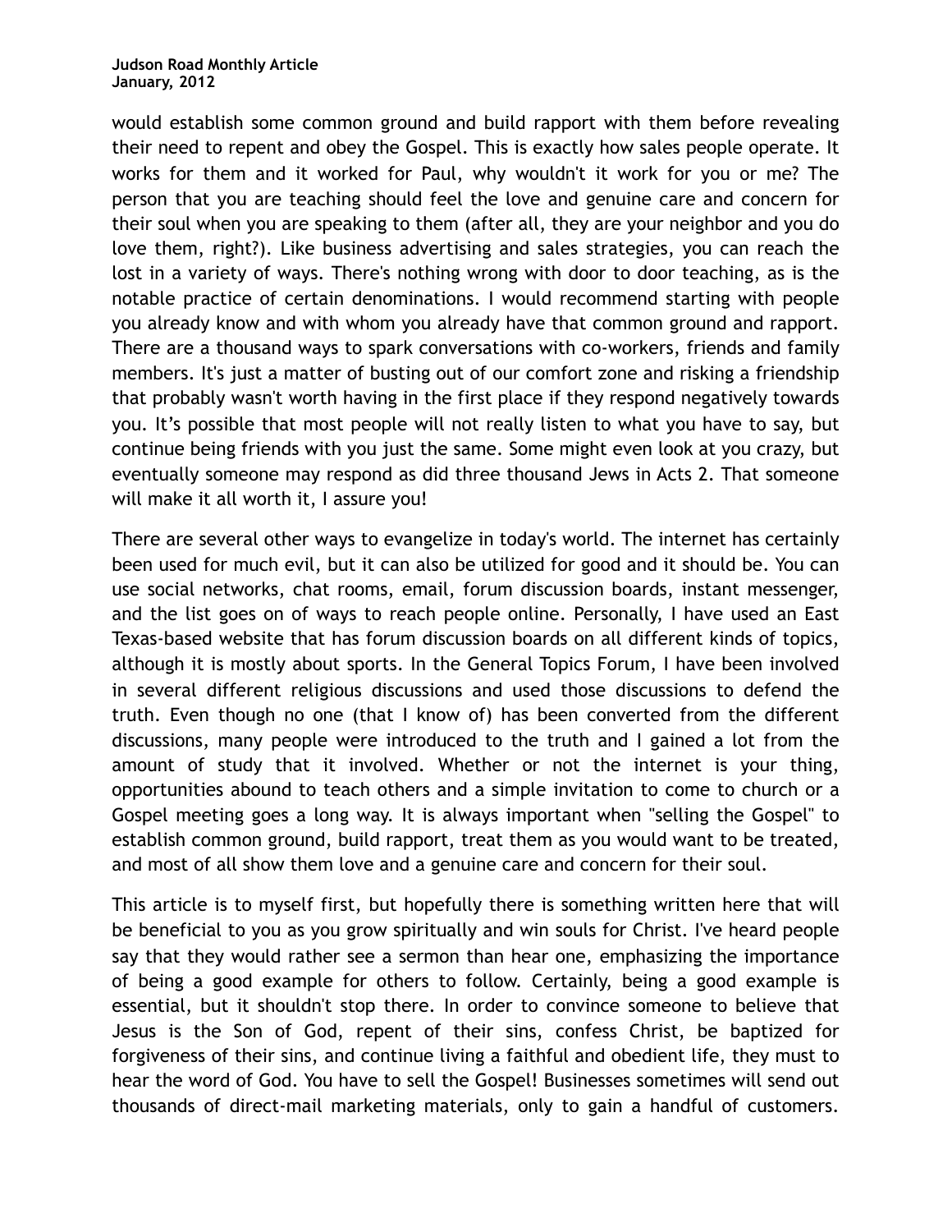would establish some common ground and build rapport with them before revealing their need to repent and obey the Gospel. This is exactly how sales people operate. It works for them and it worked for Paul, why wouldn't it work for you or me? The person that you are teaching should feel the love and genuine care and concern for their soul when you are speaking to them (after all, they are your neighbor and you do love them, right?). Like business advertising and sales strategies, you can reach the lost in a variety of ways. There's nothing wrong with door to door teaching, as is the notable practice of certain denominations. I would recommend starting with people you already know and with whom you already have that common ground and rapport. There are a thousand ways to spark conversations with co-workers, friends and family members. It's just a matter of busting out of our comfort zone and risking a friendship that probably wasn't worth having in the first place if they respond negatively towards you. It's possible that most people will not really listen to what you have to say, but continue being friends with you just the same. Some might even look at you crazy, but eventually someone may respond as did three thousand Jews in Acts 2. That someone will make it all worth it, I assure you!

There are several other ways to evangelize in today's world. The internet has certainly been used for much evil, but it can also be utilized for good and it should be. You can use social networks, chat rooms, email, forum discussion boards, instant messenger, and the list goes on of ways to reach people online. Personally, I have used an East Texas-based website that has forum discussion boards on all different kinds of topics, although it is mostly about sports. In the General Topics Forum, I have been involved in several different religious discussions and used those discussions to defend the truth. Even though no one (that I know of) has been converted from the different discussions, many people were introduced to the truth and I gained a lot from the amount of study that it involved. Whether or not the internet is your thing, opportunities abound to teach others and a simple invitation to come to church or a Gospel meeting goes a long way. It is always important when "selling the Gospel" to establish common ground, build rapport, treat them as you would want to be treated, and most of all show them love and a genuine care and concern for their soul.

This article is to myself first, but hopefully there is something written here that will be beneficial to you as you grow spiritually and win souls for Christ. I've heard people say that they would rather see a sermon than hear one, emphasizing the importance of being a good example for others to follow. Certainly, being a good example is essential, but it shouldn't stop there. In order to convince someone to believe that Jesus is the Son of God, repent of their sins, confess Christ, be baptized for forgiveness of their sins, and continue living a faithful and obedient life, they must to hear the word of God. You have to sell the Gospel! Businesses sometimes will send out thousands of direct-mail marketing materials, only to gain a handful of customers.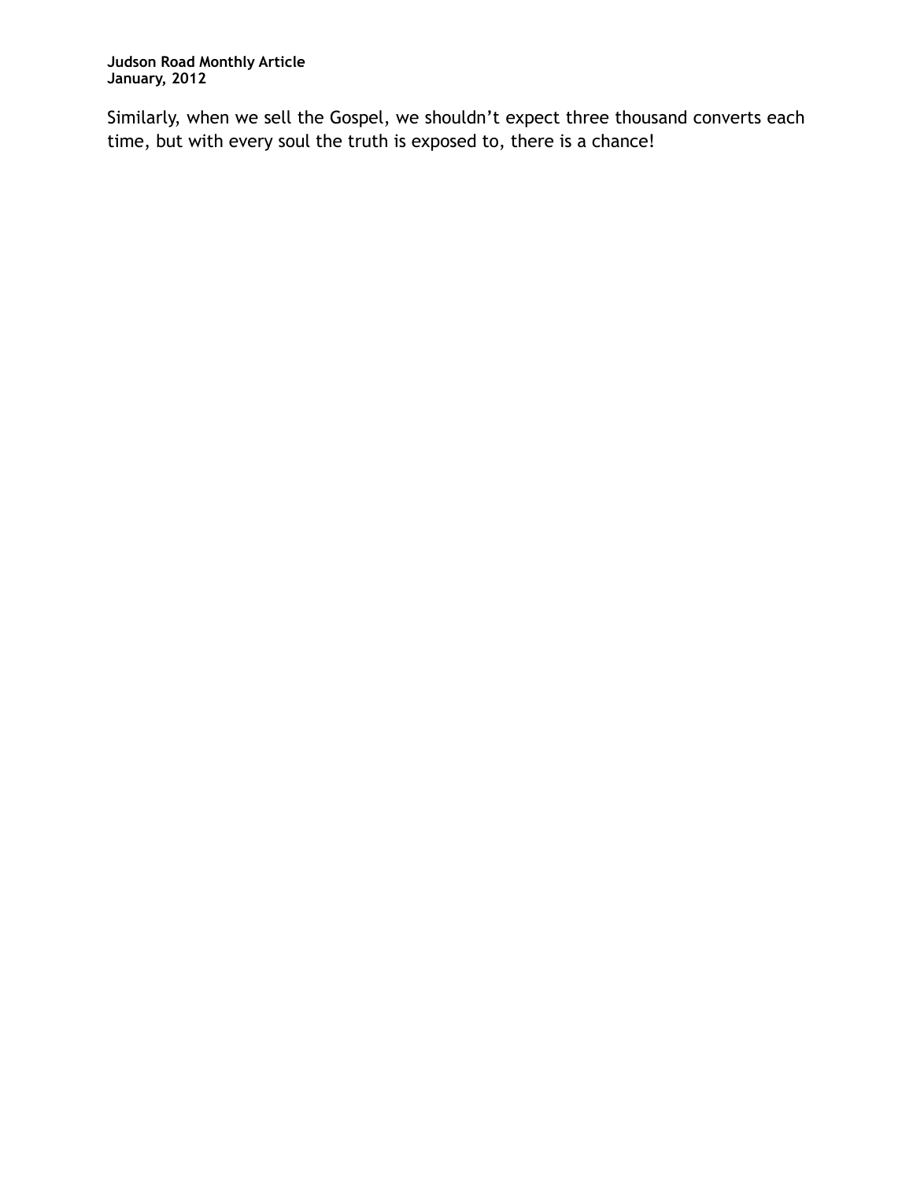Similarly, when we sell the Gospel, we shouldn't expect three thousand converts each time, but with every soul the truth is exposed to, there is a chance!